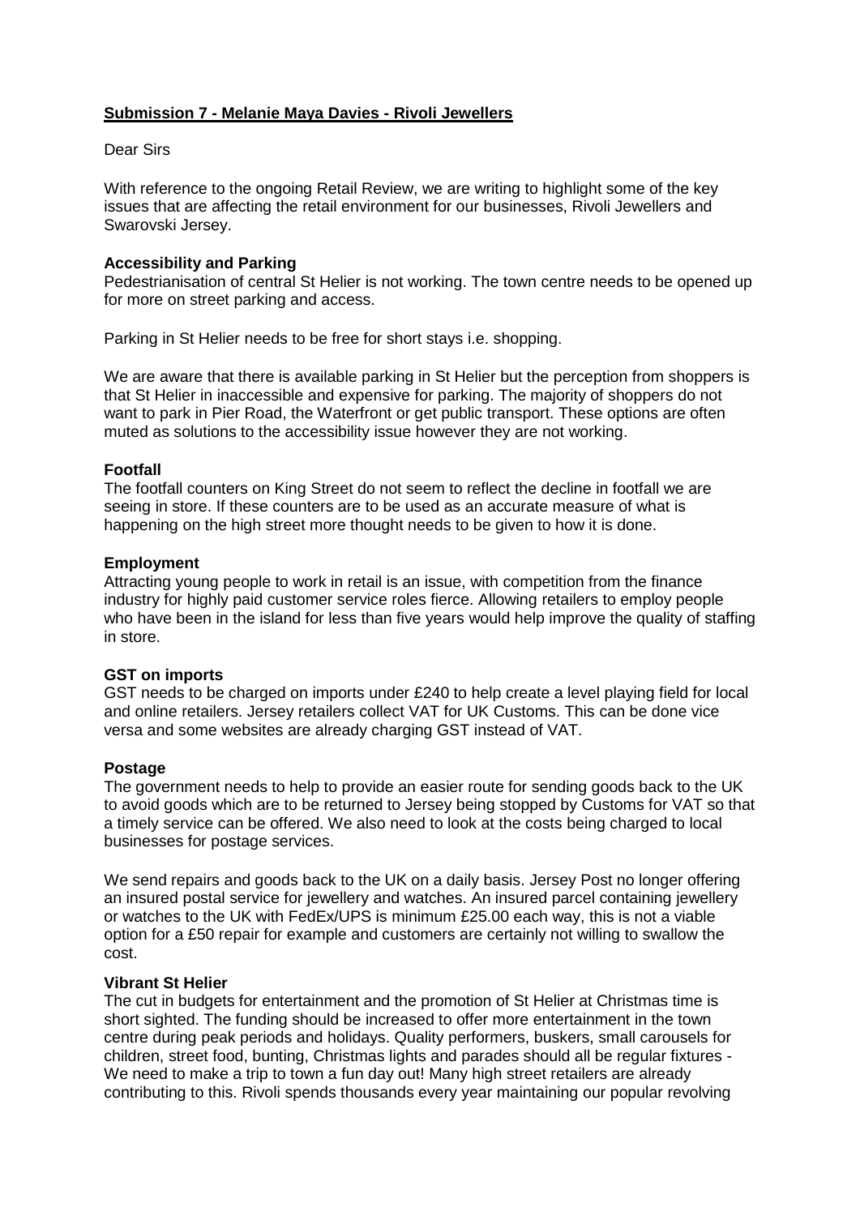**Submission 7 - Melanie Maya Davies - Rivoli Jewellers**

Dear Sirs

With reference to the ongoing Retail Review, we are writing to highlight some of the key issues that are affecting the retail environment for our businesses, Rivoli Jewellers and Swarovski Jersey.

**Accessibility and Parking**

Pedestrianisation of central St Helier is not working. The town centre needs to be opened up for more on street parking and access.

Parking in St Helier needs to be free for short stays i.e. shopping.

We are aware that there is available parking in St Helier but the perception from shoppers is that St Helier in inaccessible and expensive for parking. The majority of shoppers do not want to park in Pier Road, the Waterfront or get public transport. These options are often muted as solutions to the accessibility issue however they are not working.

**Footfall**

The footfall counters on King Street do not seem to reflect the decline in footfall we are seeing in store. If these counters are to be used as an accurate measure of what is happening on the high street more thought needs to be given to how it is done.

**Employment**

Attracting young people to work in retail is an issue, with competition from the finance industry for highly paid customer service roles fierce. Allowing retailers to employ people who have been in the island for less than five years would help improve the quality of staffing in store.

**GST on imports**

GST needs to be charged on imports under £240 to help create a level playing field for local and online retailers. Jersey retailers collect VAT for UK Customs. This can be done vice versa and some websites are already charging GST instead of VAT.

**Postage**

The government needs to help to provide an easier route for sending goods back to the UK to avoid goods which are to be returned to Jersey being stopped by Customs for VAT so that a timely service can be offered. We also need to look at the costs being charged to local businesses for postage services.

We send repairs and goods back to the UK on a daily basis. Jersey Post no longer offering an insured postal service for jewellery and watches. An insured parcel containing jewellery or watches to the UK with FedEx/UPS is minimum £25.00 each way, this is not a viable option for a £50 repair for example and customers are certainly not willing to swallow the cost.

**Vibrant St Helier**

The cut in budgets for entertainment and the promotion of St Helier at Christmas time is short sighted. The funding should be increased to offer more entertainment in the town centre during peak periods and holidays. Quality performers, buskers, small carousels for children, street food, bunting, Christmas lights and parades should all be regular fixtures - We need to make a trip to town a fun day out! Many high street retailers are already contributing to this. Rivoli spends thousands every year maintaining our popular revolving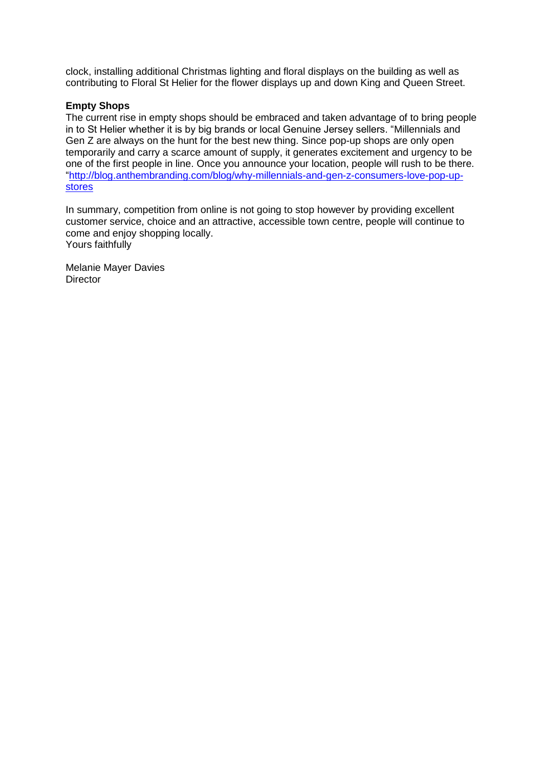clock, installing additional Christmas lighting and floral displays on the building as well as contributing to Floral St Helier for the flower displays up and down King and Queen Street.

**Empty Shops**

The current rise in empty shops should be embraced and taken advantage of to bring people in to St Helier whether it is by big brands or local Genuine Jersey sellers. "Millennials and Gen Z are always on the hunt for the best new thing. Since pop-up shops are only open temporarily and carry a scarce amount of supply, it generates excitement and urgency to be one of the first people in line. Once you announce your location, people will rush to be there. "http://blog.anthembranding.com/blog/why-millennials-and-gen-z-consumers-love-pop-up-stores

In summary, competition from online is not going to stop however by providing excellent customer service, choice and an attractive, accessible town centre, people will continue to come and enjoy shopping locally.
Yours faithfully

Melanie Mayer Davies
Director